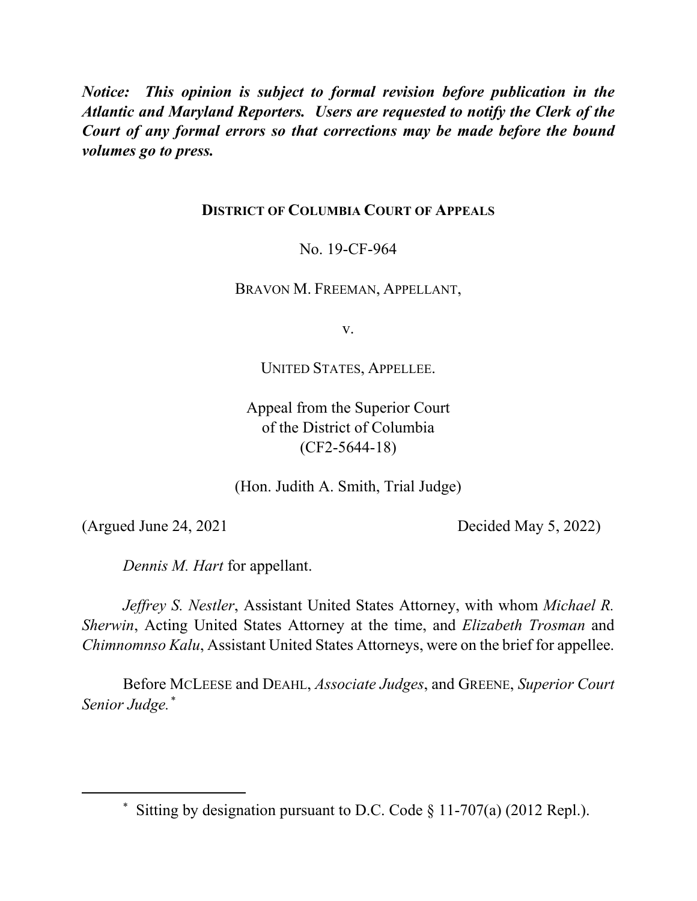***Notice: This opinion is subject to formal revision before publication in the Atlantic and Maryland Reporters. Users are requested to notify the Clerk of the Court of any formal errors so that corrections may be made before the bound volumes go to press.***

**DISTRICT OF COLUMBIA COURT OF APPEALS**

No. 19-CF-964

BRAVON M. FREEMAN, APPELLANT,

v.

UNITED STATES, APPELLEE.

Appeal from the Superior Court
of the District of Columbia
(CF2-5644-18)

(Hon. Judith A. Smith, Trial Judge)

(Argued June 24, 2021 Decided May 5, 2022)

*Dennis M. Hart* for appellant.

*Jeffrey S. Nestler*, Assistant United States Attorney, with whom *Michael R. Sherwin*, Acting United States Attorney at the time, and *Elizabeth Trosman* and *Chimnomnso Kalu*, Assistant United States Attorneys, were on the brief for appellee.

Before MCLEESE and DEAHL, *Associate Judges*, and GREENE, *Superior Court Senior Judge.*[*]

[*] Sitting by designation pursuant to D.C. Code § 11-707(a) (2012 Repl.).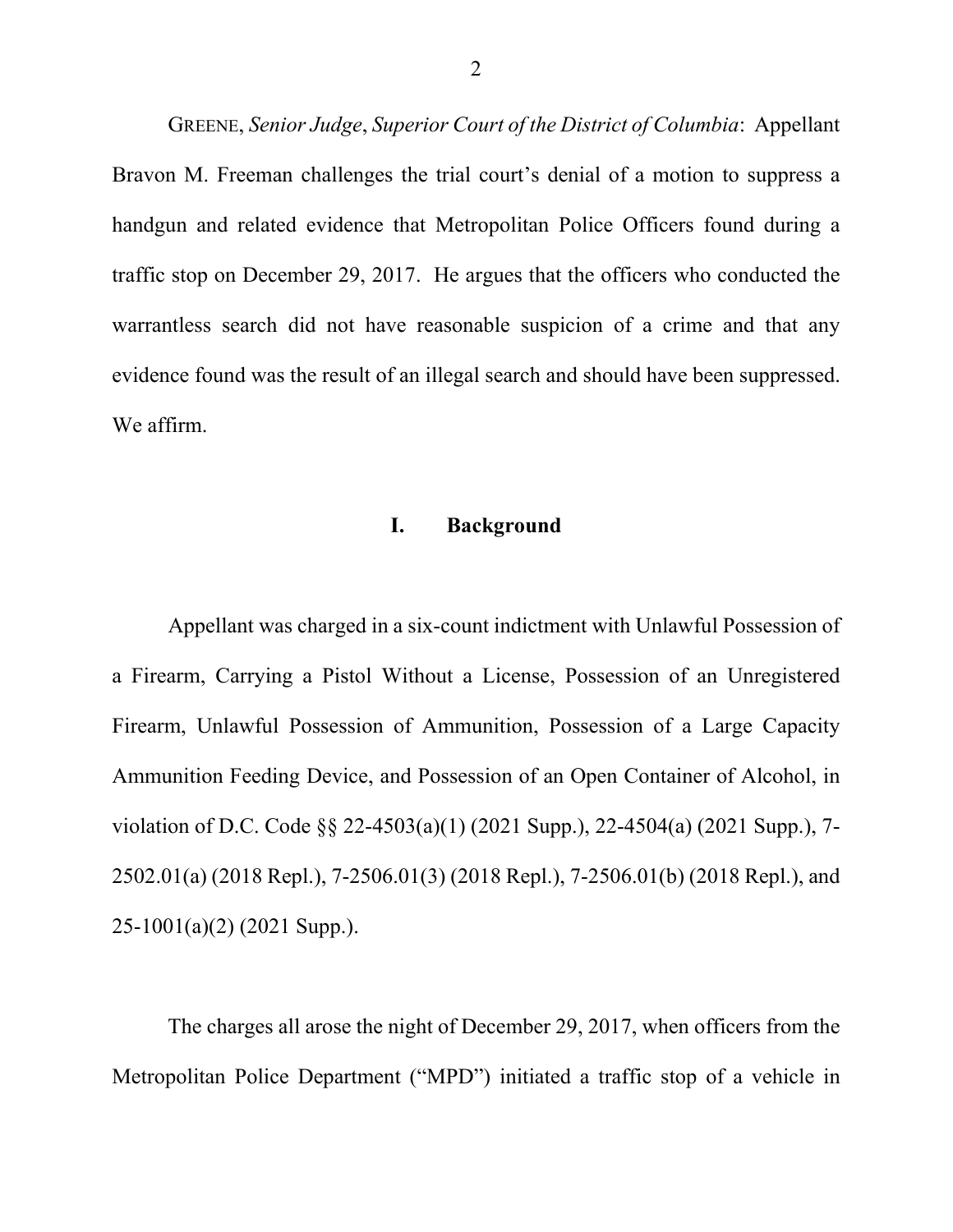GREENE, *Senior Judge*, *Superior Court of the District of Columbia*: Appellant Bravon M. Freeman challenges the trial court's denial of a motion to suppress a handgun and related evidence that Metropolitan Police Officers found during a traffic stop on December 29, 2017. He argues that the officers who conducted the warrantless search did not have reasonable suspicion of a crime and that any evidence found was the result of an illegal search and should have been suppressed. We affirm.

## I. Background

Appellant was charged in a six-count indictment with Unlawful Possession of a Firearm, Carrying a Pistol Without a License, Possession of an Unregistered Firearm, Unlawful Possession of Ammunition, Possession of a Large Capacity Ammunition Feeding Device, and Possession of an Open Container of Alcohol, in violation of D.C. Code §§ 22-4503(a)(1) (2021 Supp.), 22-4504(a) (2021 Supp.), 7-2502.01(a) (2018 Repl.), 7-2506.01(3) (2018 Repl.), 7-2506.01(b) (2018 Repl.), and 25-1001(a)(2) (2021 Supp.).

The charges all arose the night of December 29, 2017, when officers from the Metropolitan Police Department ("MPD") initiated a traffic stop of a vehicle in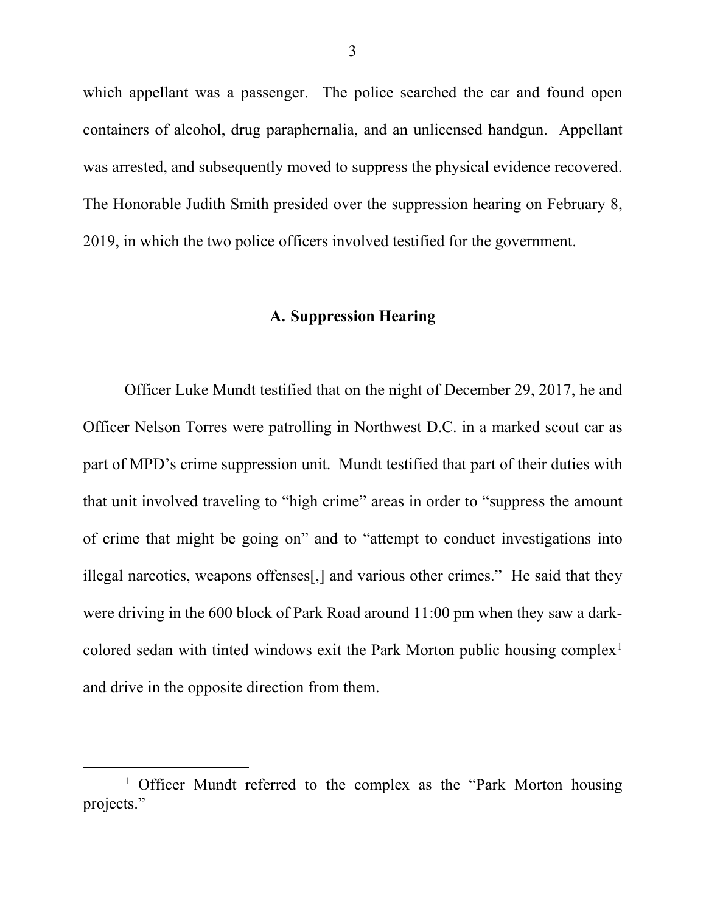which appellant was a passenger. The police searched the car and found open containers of alcohol, drug paraphernalia, and an unlicensed handgun. Appellant was arrested, and subsequently moved to suppress the physical evidence recovered. The Honorable Judith Smith presided over the suppression hearing on February 8, 2019, in which the two police officers involved testified for the government.

### A. Suppression Hearing

Officer Luke Mundt testified that on the night of December 29, 2017, he and Officer Nelson Torres were patrolling in Northwest D.C. in a marked scout car as part of MPD's crime suppression unit. Mundt testified that part of their duties with that unit involved traveling to "high crime" areas in order to "suppress the amount of crime that might be going on" and to "attempt to conduct investigations into illegal narcotics, weapons offenses[,] and various other crimes." He said that they were driving in the 600 block of Park Road around 11:00 pm when they saw a dark-colored sedan with tinted windows exit the Park Morton public housing complex[1] and drive in the opposite direction from them.

[1] Officer Mundt referred to the complex as the "Park Morton housing projects."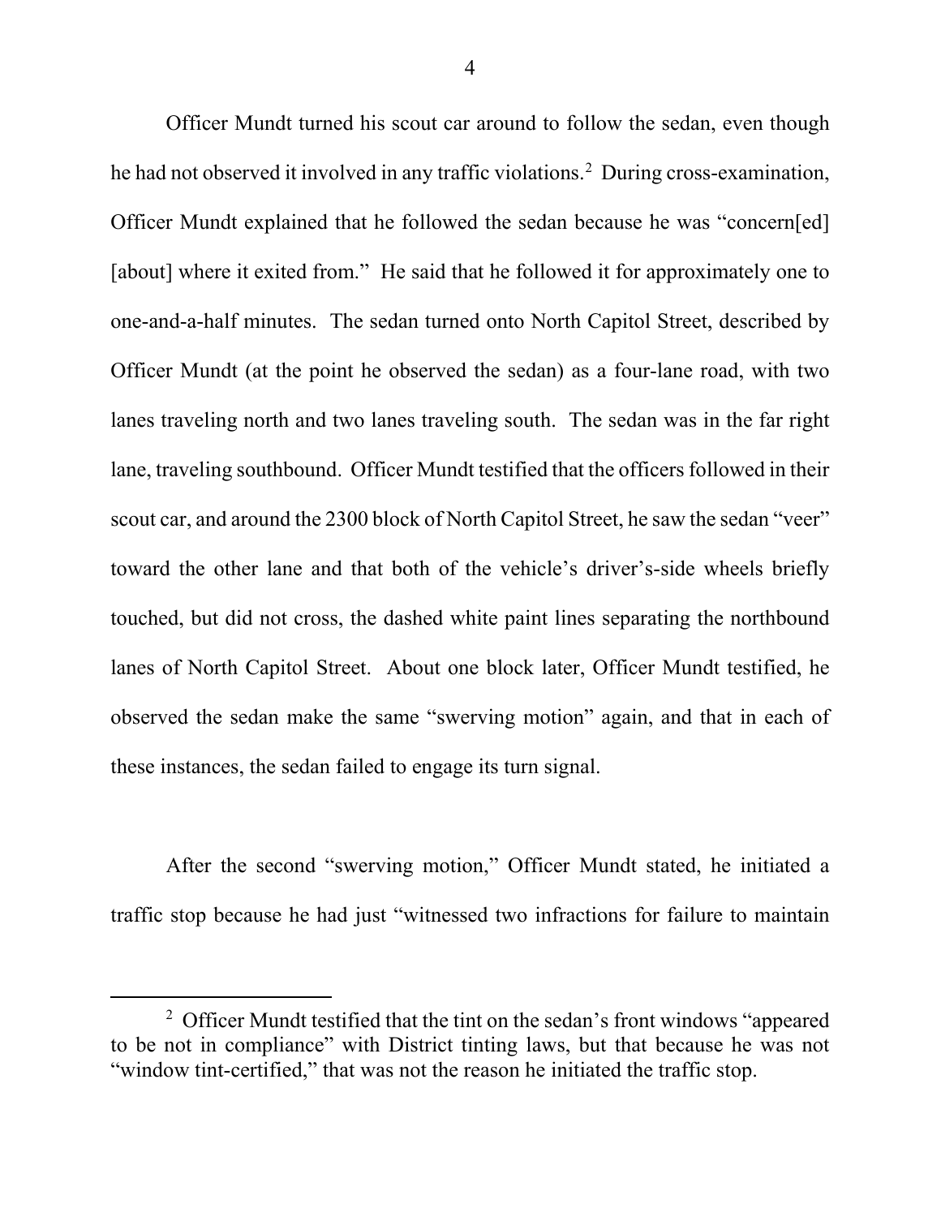Officer Mundt turned his scout car around to follow the sedan, even though he had not observed it involved in any traffic violations.[2] During cross-examination, Officer Mundt explained that he followed the sedan because he was "concern[ed] [about] where it exited from." He said that he followed it for approximately one to one-and-a-half minutes. The sedan turned onto North Capitol Street, described by Officer Mundt (at the point he observed the sedan) as a four-lane road, with two lanes traveling north and two lanes traveling south. The sedan was in the far right lane, traveling southbound. Officer Mundt testified that the officers followed in their scout car, and around the 2300 block of North Capitol Street, he saw the sedan "veer" toward the other lane and that both of the vehicle's driver's-side wheels briefly touched, but did not cross, the dashed white paint lines separating the northbound lanes of North Capitol Street. About one block later, Officer Mundt testified, he observed the sedan make the same "swerving motion" again, and that in each of these instances, the sedan failed to engage its turn signal.

After the second "swerving motion," Officer Mundt stated, he initiated a traffic stop because he had just "witnessed two infractions for failure to maintain

[2] Officer Mundt testified that the tint on the sedan's front windows "appeared to be not in compliance" with District tinting laws, but that because he was not "window tint-certified," that was not the reason he initiated the traffic stop.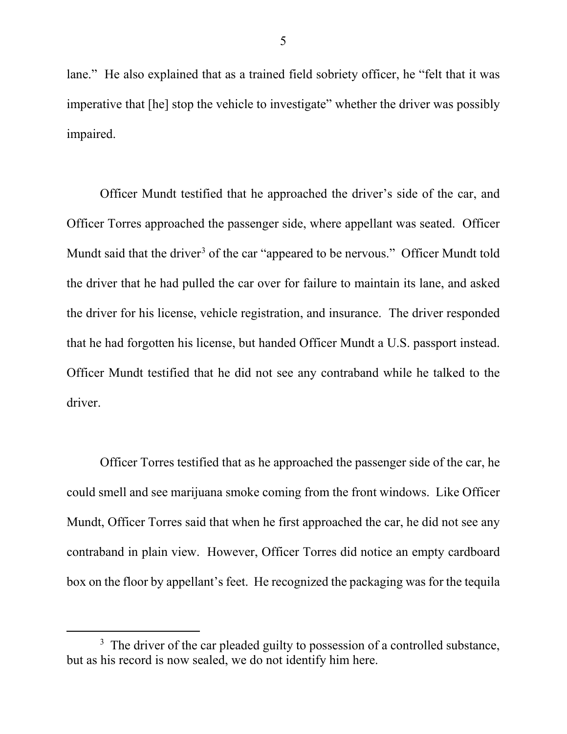lane." He also explained that as a trained field sobriety officer, he "felt that it was imperative that [he] stop the vehicle to investigate" whether the driver was possibly impaired.

Officer Mundt testified that he approached the driver's side of the car, and Officer Torres approached the passenger side, where appellant was seated. Officer Mundt said that the driver[3] of the car "appeared to be nervous." Officer Mundt told the driver that he had pulled the car over for failure to maintain its lane, and asked the driver for his license, vehicle registration, and insurance. The driver responded that he had forgotten his license, but handed Officer Mundt a U.S. passport instead. Officer Mundt testified that he did not see any contraband while he talked to the driver.

Officer Torres testified that as he approached the passenger side of the car, he could smell and see marijuana smoke coming from the front windows. Like Officer Mundt, Officer Torres said that when he first approached the car, he did not see any contraband in plain view. However, Officer Torres did notice an empty cardboard box on the floor by appellant's feet. He recognized the packaging was for the tequila

---

[3] The driver of the car pleaded guilty to possession of a controlled substance, but as his record is now sealed, we do not identify him here.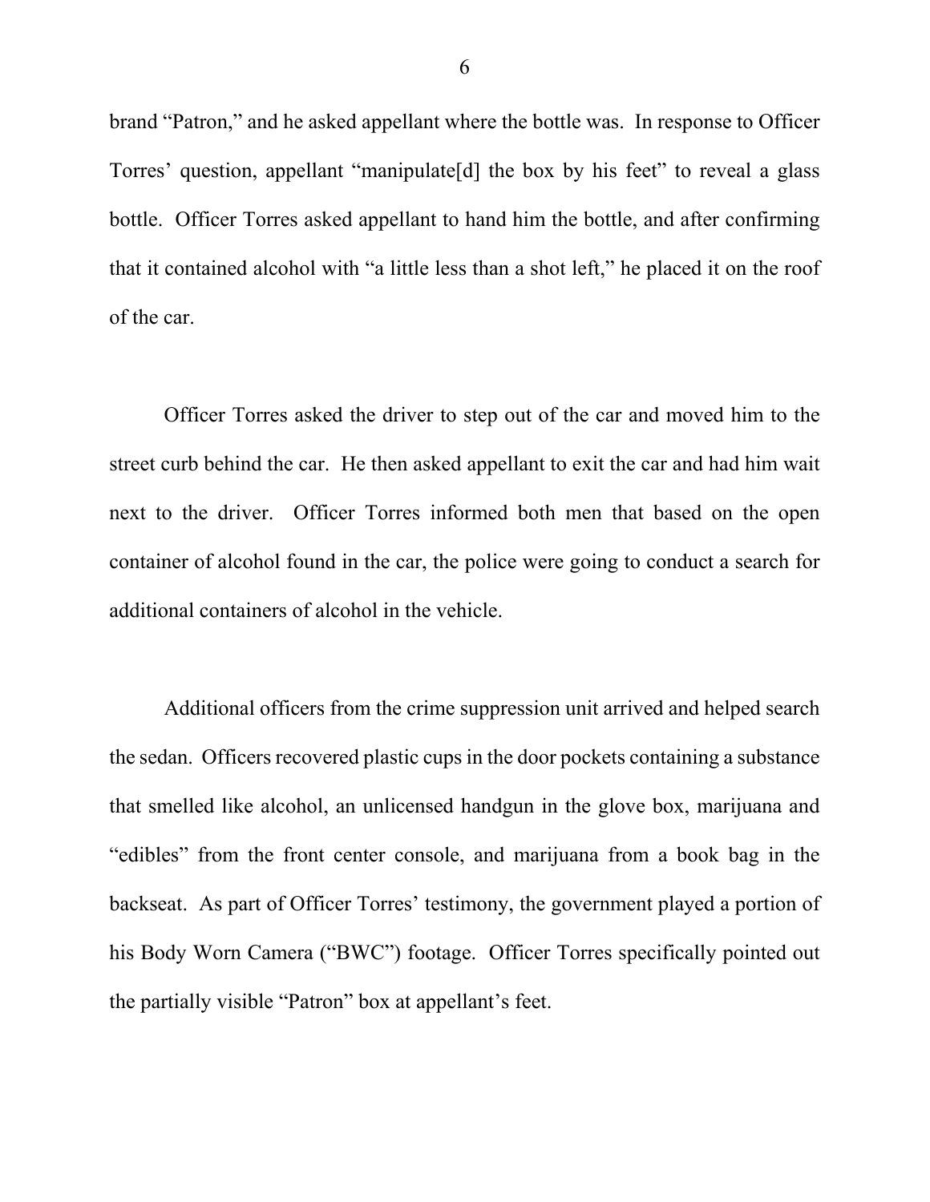brand "Patron," and he asked appellant where the bottle was. In response to Officer Torres' question, appellant "manipulate[d] the box by his feet" to reveal a glass bottle. Officer Torres asked appellant to hand him the bottle, and after confirming that it contained alcohol with "a little less than a shot left," he placed it on the roof of the car.

Officer Torres asked the driver to step out of the car and moved him to the street curb behind the car. He then asked appellant to exit the car and had him wait next to the driver. Officer Torres informed both men that based on the open container of alcohol found in the car, the police were going to conduct a search for additional containers of alcohol in the vehicle.

Additional officers from the crime suppression unit arrived and helped search the sedan. Officers recovered plastic cups in the door pockets containing a substance that smelled like alcohol, an unlicensed handgun in the glove box, marijuana and "edibles" from the front center console, and marijuana from a book bag in the backseat. As part of Officer Torres' testimony, the government played a portion of his Body Worn Camera ("BWC") footage. Officer Torres specifically pointed out the partially visible "Patron" box at appellant's feet.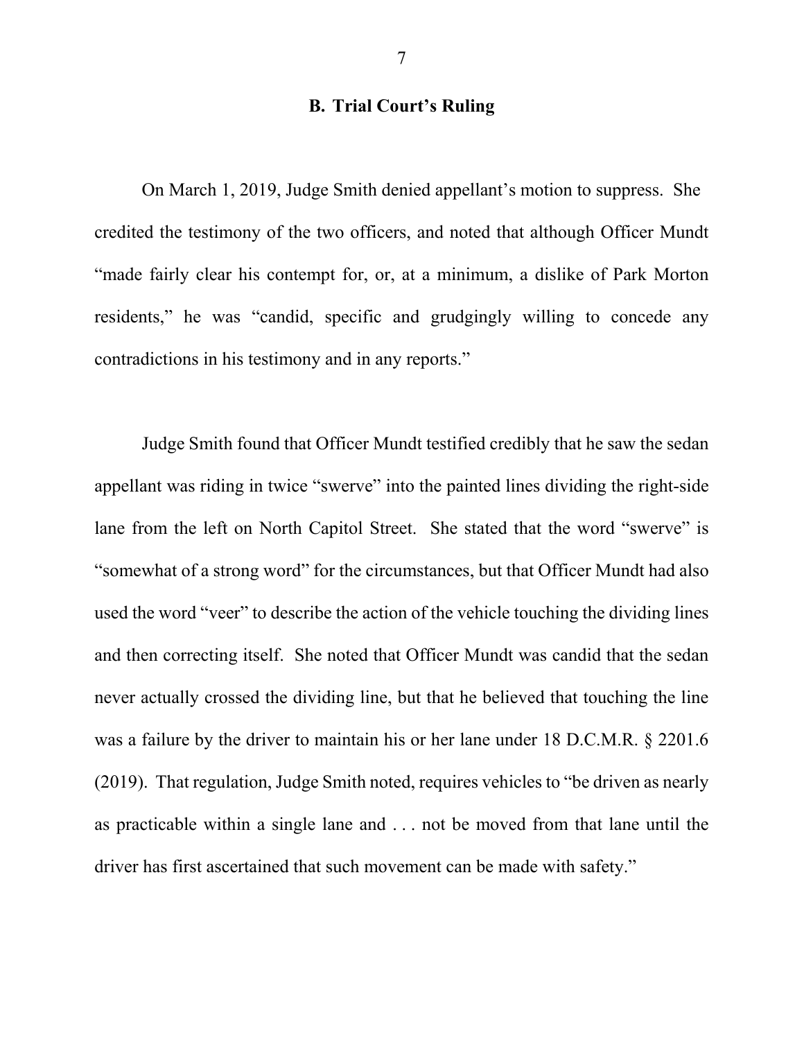## B. Trial Court's Ruling

On March 1, 2019, Judge Smith denied appellant's motion to suppress. She credited the testimony of the two officers, and noted that although Officer Mundt "made fairly clear his contempt for, or, at a minimum, a dislike of Park Morton residents," he was "candid, specific and grudgingly willing to concede any contradictions in his testimony and in any reports."

Judge Smith found that Officer Mundt testified credibly that he saw the sedan appellant was riding in twice "swerve" into the painted lines dividing the right-side lane from the left on North Capitol Street. She stated that the word "swerve" is "somewhat of a strong word" for the circumstances, but that Officer Mundt had also used the word "veer" to describe the action of the vehicle touching the dividing lines and then correcting itself. She noted that Officer Mundt was candid that the sedan never actually crossed the dividing line, but that he believed that touching the line was a failure by the driver to maintain his or her lane under 18 D.C.M.R. § 2201.6 (2019). That regulation, Judge Smith noted, requires vehicles to "be driven as nearly as practicable within a single lane and . . . not be moved from that lane until the driver has first ascertained that such movement can be made with safety."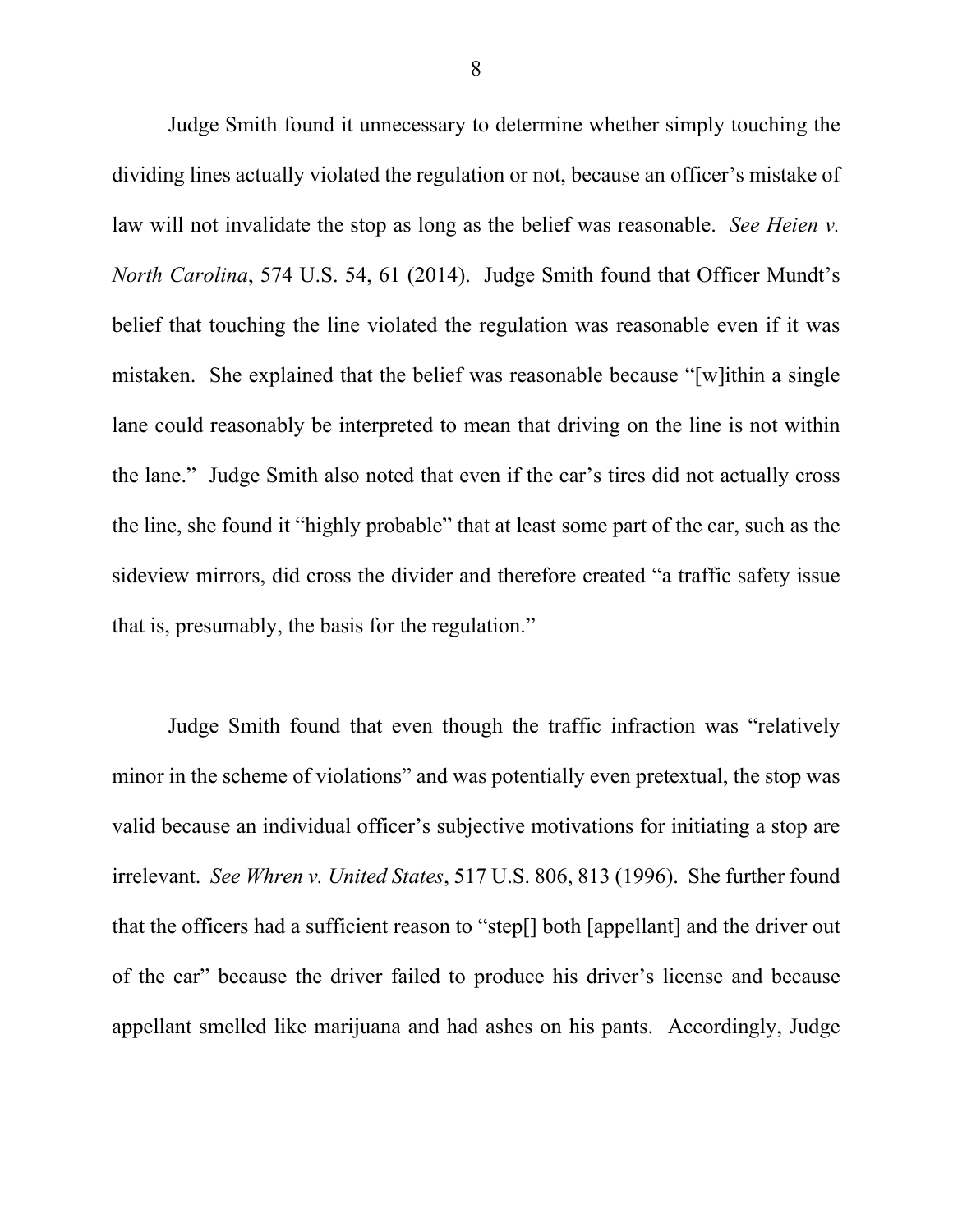Judge Smith found it unnecessary to determine whether simply touching the dividing lines actually violated the regulation or not, because an officer's mistake of law will not invalidate the stop as long as the belief was reasonable. *See Heien v. North Carolina*, 574 U.S. 54, 61 (2014). Judge Smith found that Officer Mundt's belief that touching the line violated the regulation was reasonable even if it was mistaken. She explained that the belief was reasonable because "[w]ithin a single lane could reasonably be interpreted to mean that driving on the line is not within the lane." Judge Smith also noted that even if the car's tires did not actually cross the line, she found it "highly probable" that at least some part of the car, such as the sideview mirrors, did cross the divider and therefore created "a traffic safety issue that is, presumably, the basis for the regulation."

Judge Smith found that even though the traffic infraction was "relatively minor in the scheme of violations" and was potentially even pretextual, the stop was valid because an individual officer's subjective motivations for initiating a stop are irrelevant. *See Whren v. United States*, 517 U.S. 806, 813 (1996). She further found that the officers had a sufficient reason to "step[] both [appellant] and the driver out of the car" because the driver failed to produce his driver's license and because appellant smelled like marijuana and had ashes on his pants. Accordingly, Judge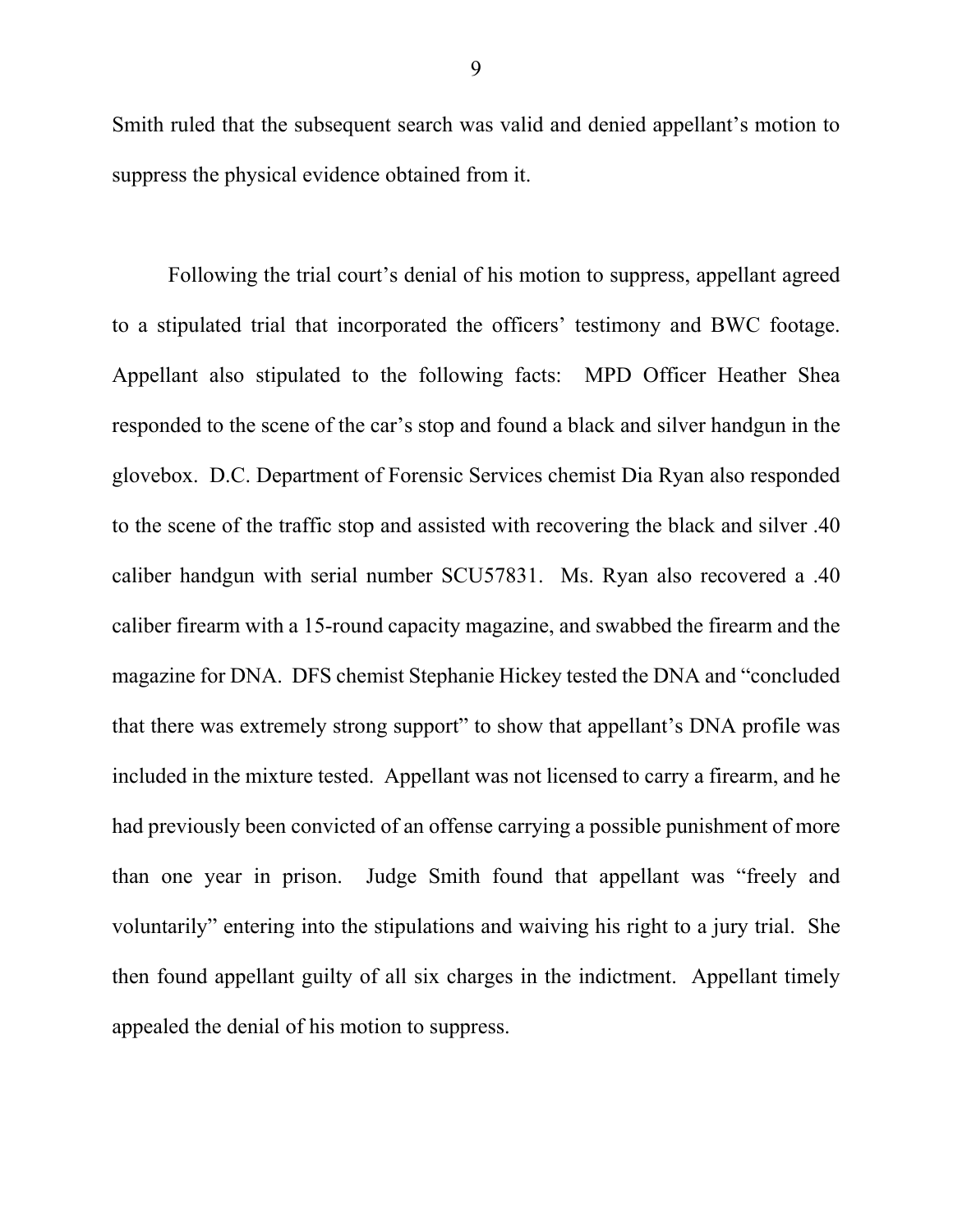Smith ruled that the subsequent search was valid and denied appellant's motion to suppress the physical evidence obtained from it.

Following the trial court's denial of his motion to suppress, appellant agreed to a stipulated trial that incorporated the officers' testimony and BWC footage. Appellant also stipulated to the following facts: MPD Officer Heather Shea responded to the scene of the car's stop and found a black and silver handgun in the glovebox. D.C. Department of Forensic Services chemist Dia Ryan also responded to the scene of the traffic stop and assisted with recovering the black and silver .40 caliber handgun with serial number SCU57831. Ms. Ryan also recovered a .40 caliber firearm with a 15-round capacity magazine, and swabbed the firearm and the magazine for DNA. DFS chemist Stephanie Hickey tested the DNA and "concluded that there was extremely strong support" to show that appellant's DNA profile was included in the mixture tested. Appellant was not licensed to carry a firearm, and he had previously been convicted of an offense carrying a possible punishment of more than one year in prison. Judge Smith found that appellant was "freely and voluntarily" entering into the stipulations and waiving his right to a jury trial. She then found appellant guilty of all six charges in the indictment. Appellant timely appealed the denial of his motion to suppress.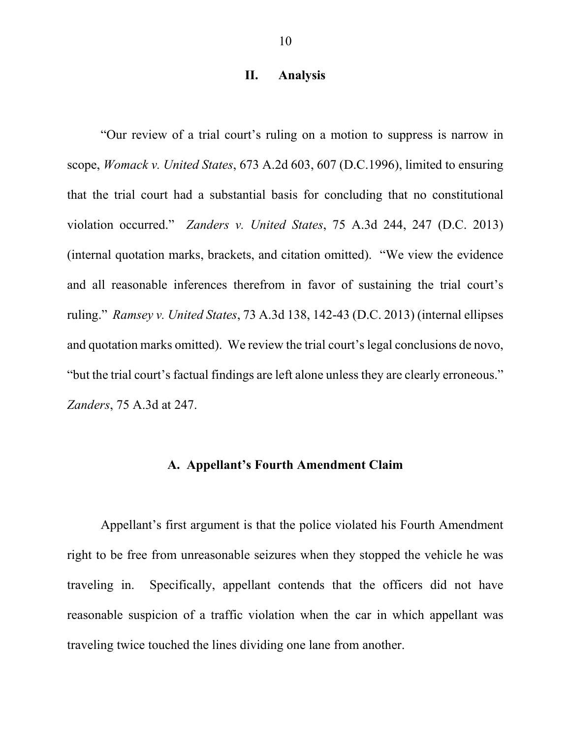## II. Analysis

"Our review of a trial court's ruling on a motion to suppress is narrow in scope, *Womack v. United States*, 673 A.2d 603, 607 (D.C.1996), limited to ensuring that the trial court had a substantial basis for concluding that no constitutional violation occurred." *Zanders v. United States*, 75 A.3d 244, 247 (D.C. 2013) (internal quotation marks, brackets, and citation omitted). "We view the evidence and all reasonable inferences therefrom in favor of sustaining the trial court's ruling." *Ramsey v. United States*, 73 A.3d 138, 142-43 (D.C. 2013) (internal ellipses and quotation marks omitted). We review the trial court's legal conclusions de novo, "but the trial court's factual findings are left alone unless they are clearly erroneous." *Zanders*, 75 A.3d at 247.

### A. Appellant's Fourth Amendment Claim

Appellant's first argument is that the police violated his Fourth Amendment right to be free from unreasonable seizures when they stopped the vehicle he was traveling in. Specifically, appellant contends that the officers did not have reasonable suspicion of a traffic violation when the car in which appellant was traveling twice touched the lines dividing one lane from another.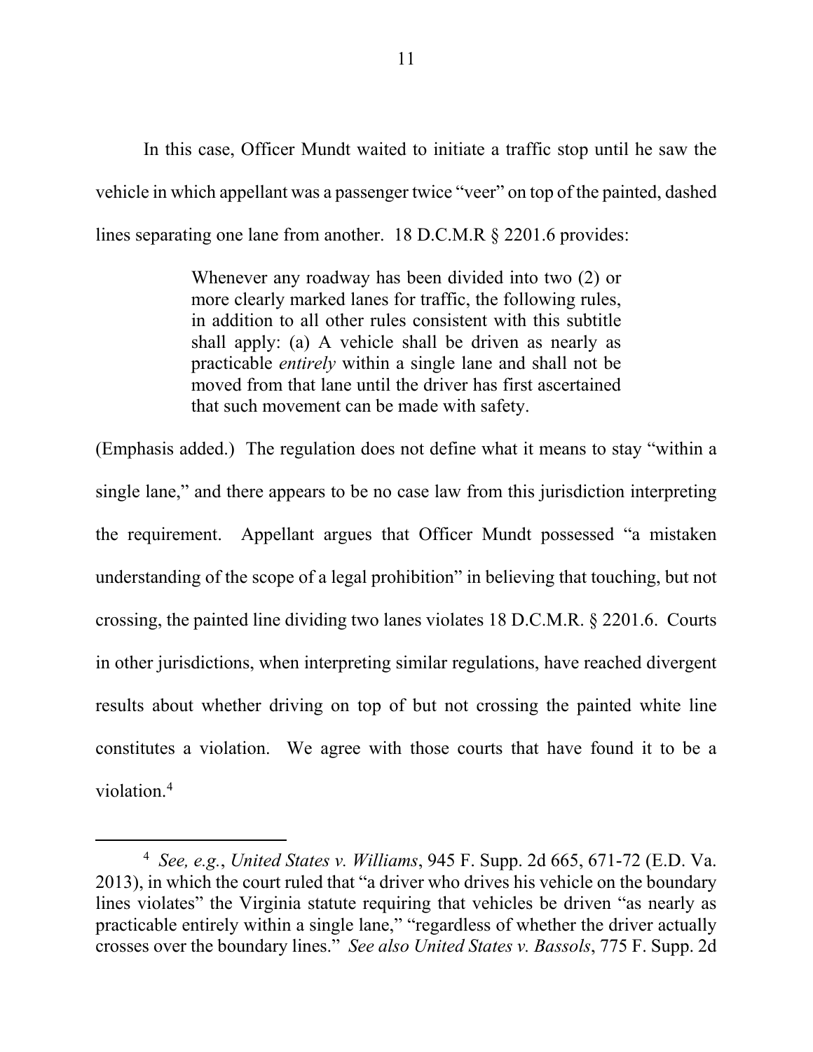In this case, Officer Mundt waited to initiate a traffic stop until he saw the vehicle in which appellant was a passenger twice "veer" on top of the painted, dashed lines separating one lane from another. 18 D.C.M.R § 2201.6 provides:

> Whenever any roadway has been divided into two (2) or more clearly marked lanes for traffic, the following rules, in addition to all other rules consistent with this subtitle shall apply: (a) A vehicle shall be driven as nearly as practicable *entirely* within a single lane and shall not be moved from that lane until the driver has first ascertained that such movement can be made with safety.

(Emphasis added.) The regulation does not define what it means to stay "within a single lane," and there appears to be no case law from this jurisdiction interpreting the requirement. Appellant argues that Officer Mundt possessed "a mistaken understanding of the scope of a legal prohibition" in believing that touching, but not crossing, the painted line dividing two lanes violates 18 D.C.M.R. § 2201.6. Courts in other jurisdictions, when interpreting similar regulations, have reached divergent results about whether driving on top of but not crossing the painted white line constitutes a violation. We agree with those courts that have found it to be a violation.[4]

---

[4] *See, e.g.*, *United States v. Williams*, 945 F. Supp. 2d 665, 671-72 (E.D. Va. 2013), in which the court ruled that "a driver who drives his vehicle on the boundary lines violates" the Virginia statute requiring that vehicles be driven "as nearly as practicable entirely within a single lane," "regardless of whether the driver actually crosses over the boundary lines." *See also United States v. Bassols*, 775 F. Supp. 2d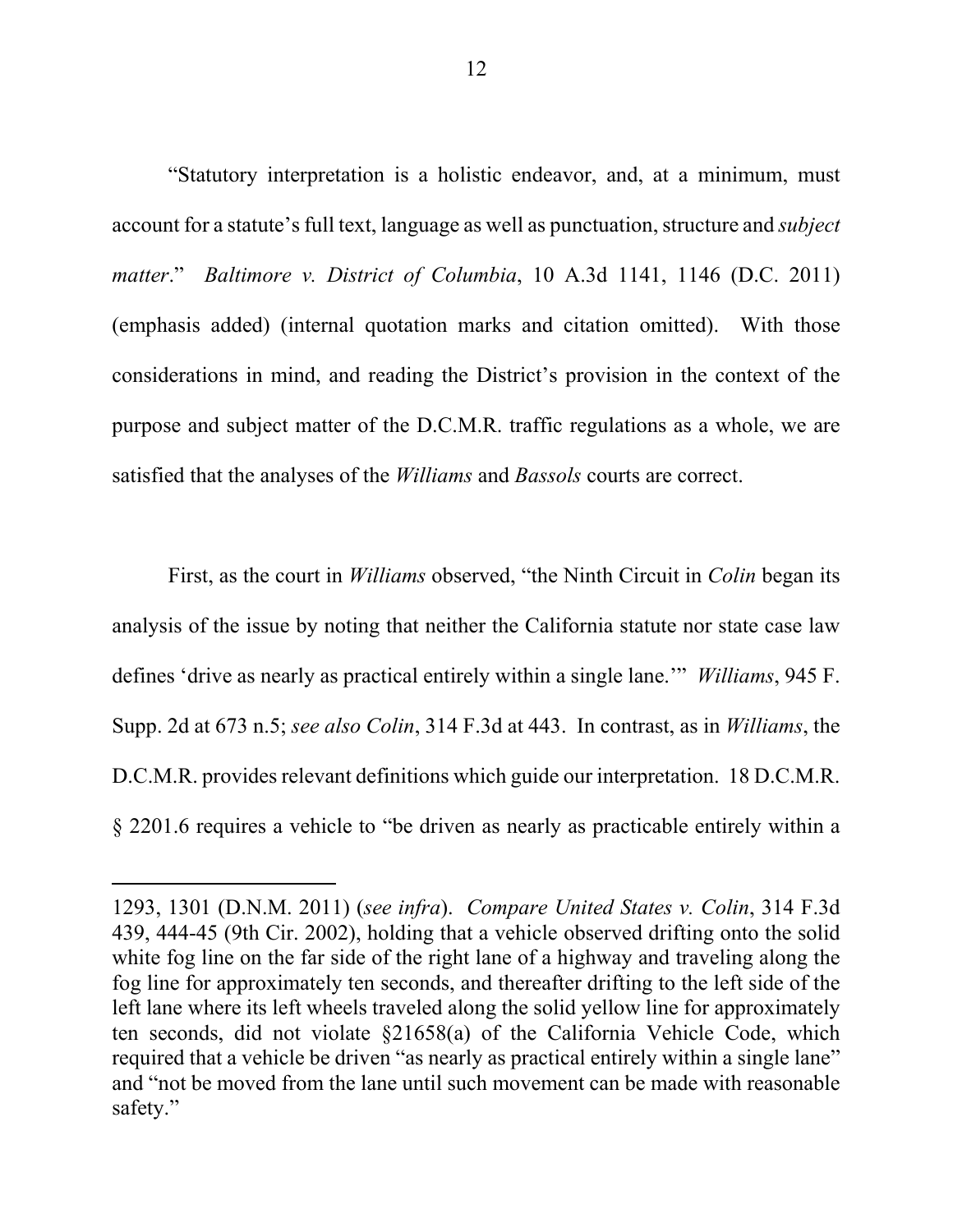"Statutory interpretation is a holistic endeavor, and, at a minimum, must account for a statute's full text, language as well as punctuation, structure and *subject matter*." *Baltimore v. District of Columbia*, 10 A.3d 1141, 1146 (D.C. 2011) (emphasis added) (internal quotation marks and citation omitted). With those considerations in mind, and reading the District's provision in the context of the purpose and subject matter of the D.C.M.R. traffic regulations as a whole, we are satisfied that the analyses of the *Williams* and *Bassols* courts are correct.

First, as the court in *Williams* observed, "the Ninth Circuit in *Colin* began its analysis of the issue by noting that neither the California statute nor state case law defines 'drive as nearly as practical entirely within a single lane.'" *Williams*, 945 F. Supp. 2d at 673 n.5; *see also Colin*, 314 F.3d at 443. In contrast, as in *Williams*, the D.C.M.R. provides relevant definitions which guide our interpretation. 18 D.C.M.R. § 2201.6 requires a vehicle to "be driven as nearly as practicable entirely within a

---

1293, 1301 (D.N.M. 2011) (*see infra*). *Compare United States v. Colin*, 314 F.3d 439, 444-45 (9th Cir. 2002), holding that a vehicle observed drifting onto the solid white fog line on the far side of the right lane of a highway and traveling along the fog line for approximately ten seconds, and thereafter drifting to the left side of the left lane where its left wheels traveled along the solid yellow line for approximately ten seconds, did not violate §21658(a) of the California Vehicle Code, which required that a vehicle be driven "as nearly as practical entirely within a single lane" and "not be moved from the lane until such movement can be made with reasonable safety."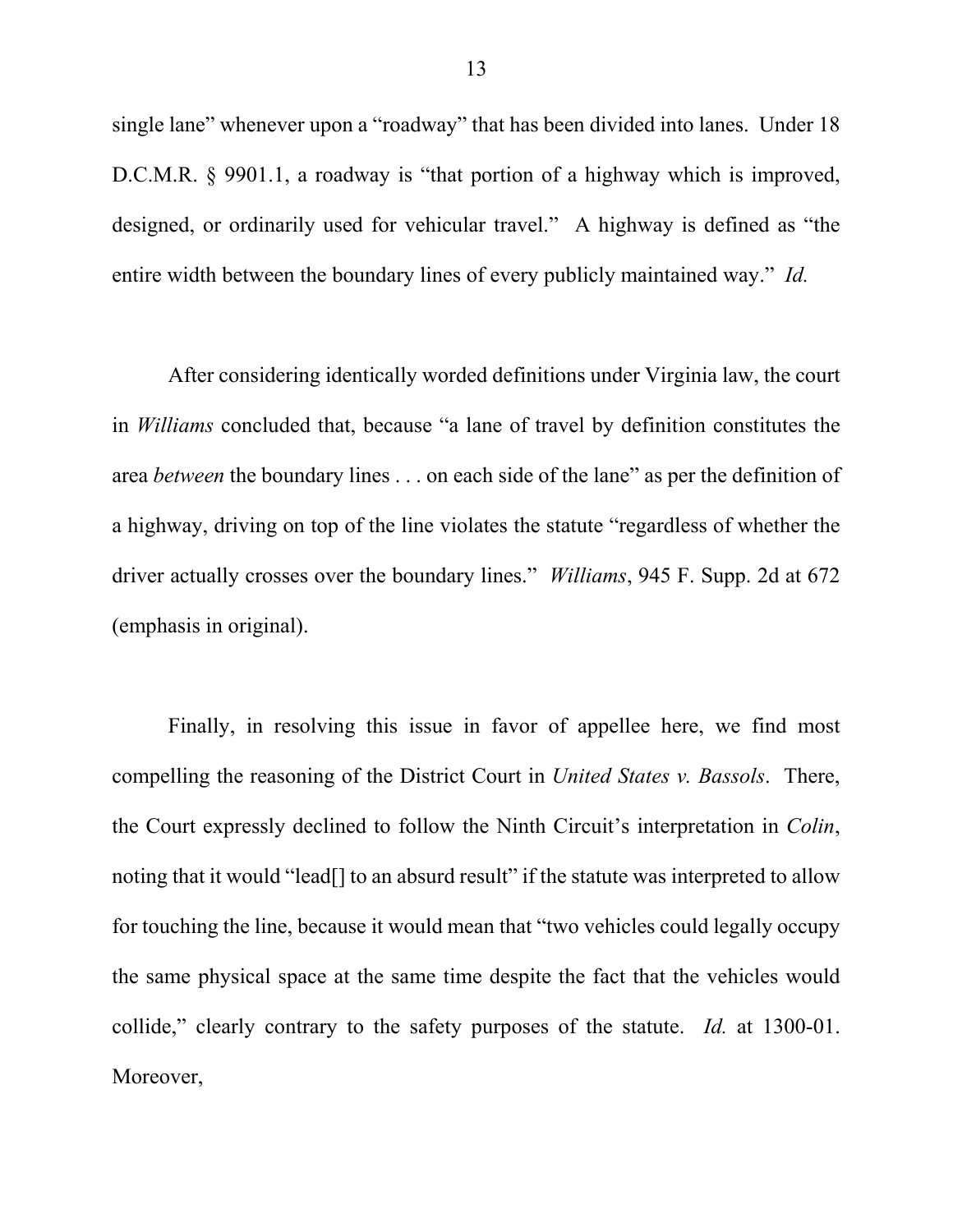single lane" whenever upon a "roadway" that has been divided into lanes. Under 18 D.C.M.R. § 9901.1, a roadway is "that portion of a highway which is improved, designed, or ordinarily used for vehicular travel." A highway is defined as "the entire width between the boundary lines of every publicly maintained way." *Id.*

After considering identically worded definitions under Virginia law, the court in *Williams* concluded that, because "a lane of travel by definition constitutes the area *between* the boundary lines . . . on each side of the lane" as per the definition of a highway, driving on top of the line violates the statute "regardless of whether the driver actually crosses over the boundary lines." *Williams*, 945 F. Supp. 2d at 672 (emphasis in original).

Finally, in resolving this issue in favor of appellee here, we find most compelling the reasoning of the District Court in *United States v. Bassols*. There, the Court expressly declined to follow the Ninth Circuit's interpretation in *Colin*, noting that it would "lead[] to an absurd result" if the statute was interpreted to allow for touching the line, because it would mean that "two vehicles could legally occupy the same physical space at the same time despite the fact that the vehicles would collide," clearly contrary to the safety purposes of the statute. *Id.* at 1300-01. Moreover,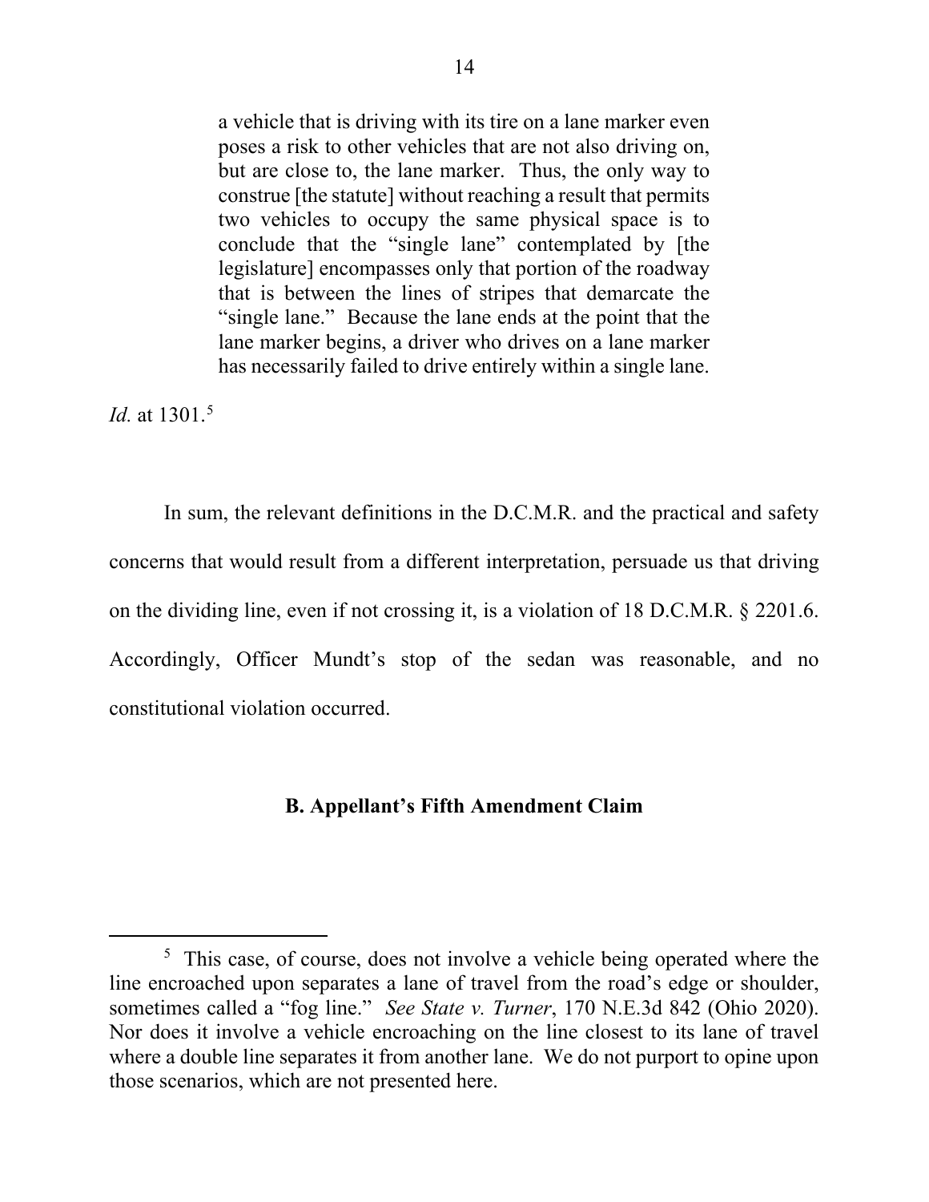> a vehicle that is driving with its tire on a lane marker even poses a risk to other vehicles that are not also driving on, but are close to, the lane marker. Thus, the only way to construe [the statute] without reaching a result that permits two vehicles to occupy the same physical space is to conclude that the "single lane" contemplated by [the legislature] encompasses only that portion of the roadway that is between the lines of stripes that demarcate the "single lane." Because the lane ends at the point that the lane marker begins, a driver who drives on a lane marker has necessarily failed to drive entirely within a single lane.

*Id.* at 1301.[5]

In sum, the relevant definitions in the D.C.M.R. and the practical and safety concerns that would result from a different interpretation, persuade us that driving on the dividing line, even if not crossing it, is a violation of 18 D.C.M.R. § 2201.6. Accordingly, Officer Mundt's stop of the sedan was reasonable, and no constitutional violation occurred.

### B. Appellant's Fifth Amendment Claim

---

[5] This case, of course, does not involve a vehicle being operated where the line encroached upon separates a lane of travel from the road's edge or shoulder, sometimes called a "fog line." *See State v. Turner*, 170 N.E.3d 842 (Ohio 2020). Nor does it involve a vehicle encroaching on the line closest to its lane of travel where a double line separates it from another lane. We do not purport to opine upon those scenarios, which are not presented here.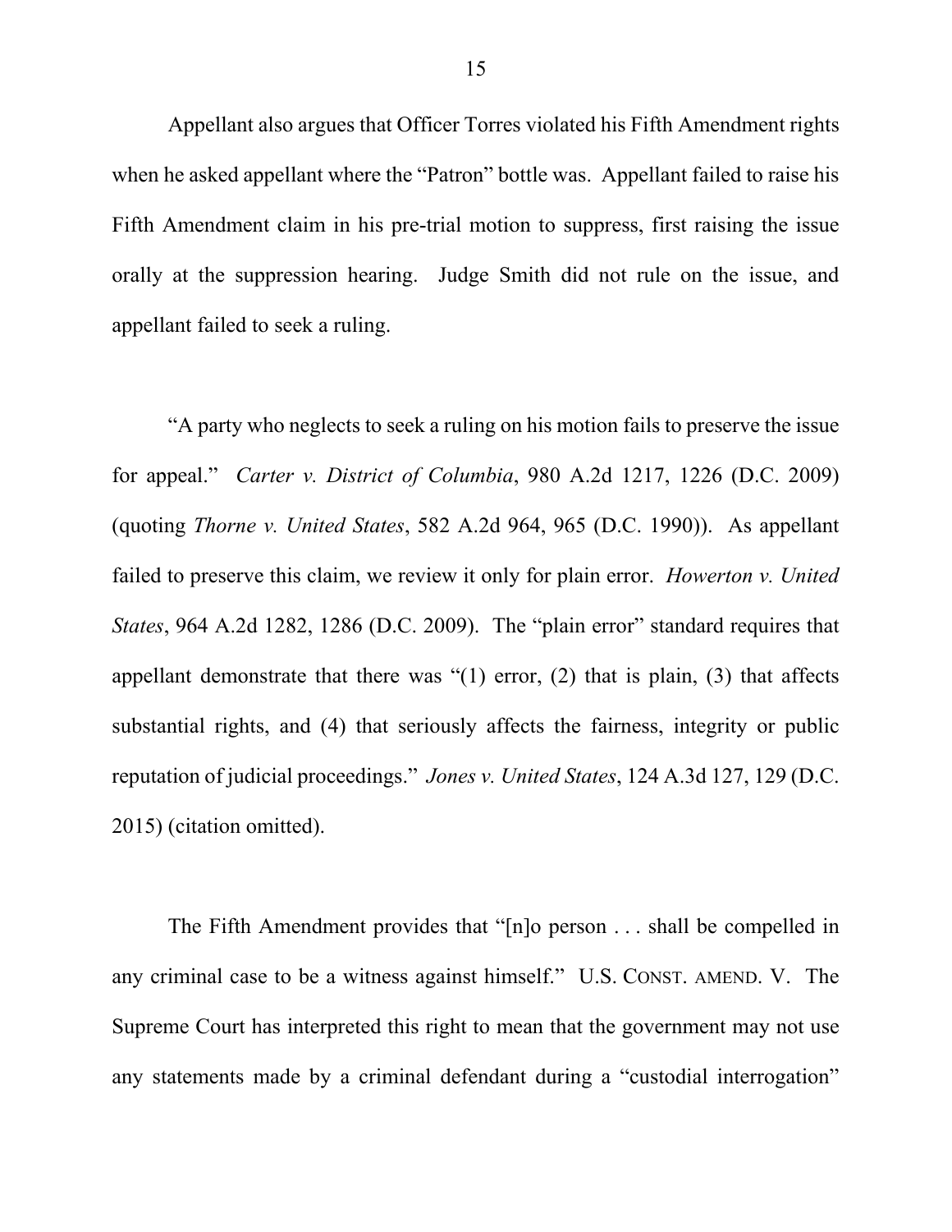Appellant also argues that Officer Torres violated his Fifth Amendment rights when he asked appellant where the "Patron" bottle was. Appellant failed to raise his Fifth Amendment claim in his pre-trial motion to suppress, first raising the issue orally at the suppression hearing. Judge Smith did not rule on the issue, and appellant failed to seek a ruling.

"A party who neglects to seek a ruling on his motion fails to preserve the issue for appeal." *Carter v. District of Columbia*, 980 A.2d 1217, 1226 (D.C. 2009) (quoting *Thorne v. United States*, 582 A.2d 964, 965 (D.C. 1990)). As appellant failed to preserve this claim, we review it only for plain error. *Howerton v. United States*, 964 A.2d 1282, 1286 (D.C. 2009). The "plain error" standard requires that appellant demonstrate that there was "(1) error, (2) that is plain, (3) that affects substantial rights, and (4) that seriously affects the fairness, integrity or public reputation of judicial proceedings." *Jones v. United States*, 124 A.3d 127, 129 (D.C. 2015) (citation omitted).

The Fifth Amendment provides that "[n]o person . . . shall be compelled in any criminal case to be a witness against himself." U.S. CONST. AMEND. V. The Supreme Court has interpreted this right to mean that the government may not use any statements made by a criminal defendant during a "custodial interrogation"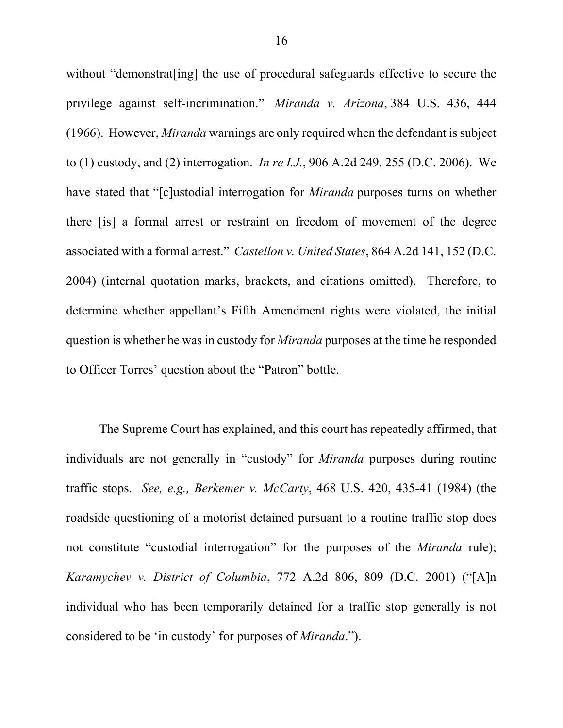without "demonstrat[ing] the use of procedural safeguards effective to secure the privilege against self-incrimination." *Miranda v. Arizona*, 384 U.S. 436, 444 (1966). However, *Miranda* warnings are only required when the defendant is subject to (1) custody, and (2) interrogation. *In re I.J.*, 906 A.2d 249, 255 (D.C. 2006). We have stated that "[c]ustodial interrogation for *Miranda* purposes turns on whether there [is] a formal arrest or restraint on freedom of movement of the degree associated with a formal arrest." *Castellon v. United States*, 864 A.2d 141, 152 (D.C. 2004) (internal quotation marks, brackets, and citations omitted). Therefore, to determine whether appellant's Fifth Amendment rights were violated, the initial question is whether he was in custody for *Miranda* purposes at the time he responded to Officer Torres' question about the "Patron" bottle.

The Supreme Court has explained, and this court has repeatedly affirmed, that individuals are not generally in "custody" for *Miranda* purposes during routine traffic stops. *See, e.g., Berkemer v. McCarty*, 468 U.S. 420, 435-41 (1984) (the roadside questioning of a motorist detained pursuant to a routine traffic stop does not constitute "custodial interrogation" for the purposes of the *Miranda* rule); *Karamychev v. District of Columbia*, 772 A.2d 806, 809 (D.C. 2001) ("[A]n individual who has been temporarily detained for a traffic stop generally is not considered to be 'in custody' for purposes of *Miranda*.").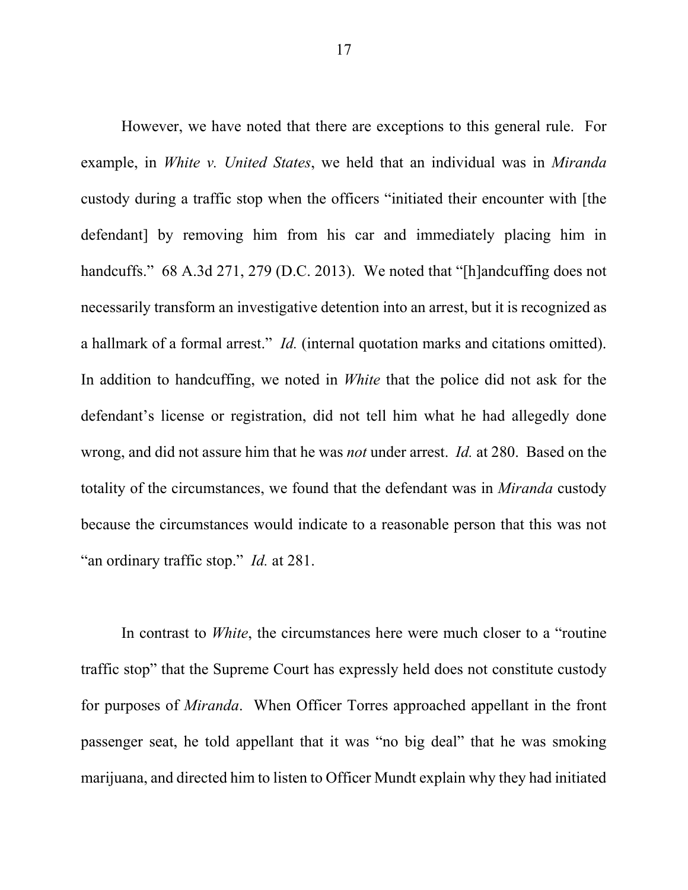However, we have noted that there are exceptions to this general rule. For example, in *White v. United States*, we held that an individual was in *Miranda* custody during a traffic stop when the officers "initiated their encounter with [the defendant] by removing him from his car and immediately placing him in handcuffs." 68 A.3d 271, 279 (D.C. 2013). We noted that "[h]andcuffing does not necessarily transform an investigative detention into an arrest, but it is recognized as a hallmark of a formal arrest." *Id.* (internal quotation marks and citations omitted). In addition to handcuffing, we noted in *White* that the police did not ask for the defendant's license or registration, did not tell him what he had allegedly done wrong, and did not assure him that he was *not* under arrest. *Id.* at 280. Based on the totality of the circumstances, we found that the defendant was in *Miranda* custody because the circumstances would indicate to a reasonable person that this was not "an ordinary traffic stop." *Id.* at 281.

In contrast to *White*, the circumstances here were much closer to a "routine traffic stop" that the Supreme Court has expressly held does not constitute custody for purposes of *Miranda*. When Officer Torres approached appellant in the front passenger seat, he told appellant that it was "no big deal" that he was smoking marijuana, and directed him to listen to Officer Mundt explain why they had initiated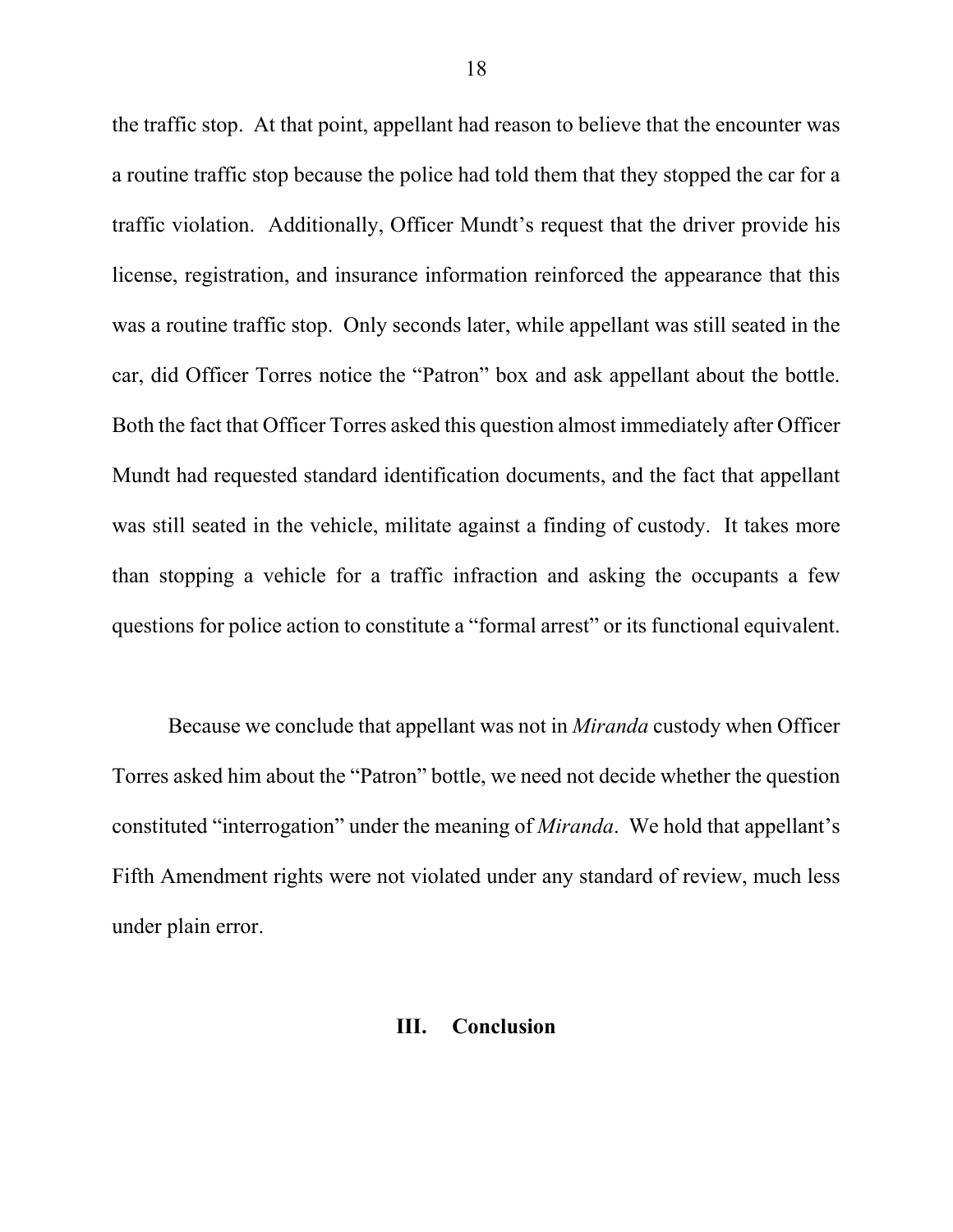the traffic stop. At that point, appellant had reason to believe that the encounter was a routine traffic stop because the police had told them that they stopped the car for a traffic violation. Additionally, Officer Mundt's request that the driver provide his license, registration, and insurance information reinforced the appearance that this was a routine traffic stop. Only seconds later, while appellant was still seated in the car, did Officer Torres notice the "Patron" box and ask appellant about the bottle. Both the fact that Officer Torres asked this question almost immediately after Officer Mundt had requested standard identification documents, and the fact that appellant was still seated in the vehicle, militate against a finding of custody. It takes more than stopping a vehicle for a traffic infraction and asking the occupants a few questions for police action to constitute a "formal arrest" or its functional equivalent.

Because we conclude that appellant was not in *Miranda* custody when Officer Torres asked him about the "Patron" bottle, we need not decide whether the question constituted "interrogation" under the meaning of *Miranda*. We hold that appellant's Fifth Amendment rights were not violated under any standard of review, much less under plain error.

## III. Conclusion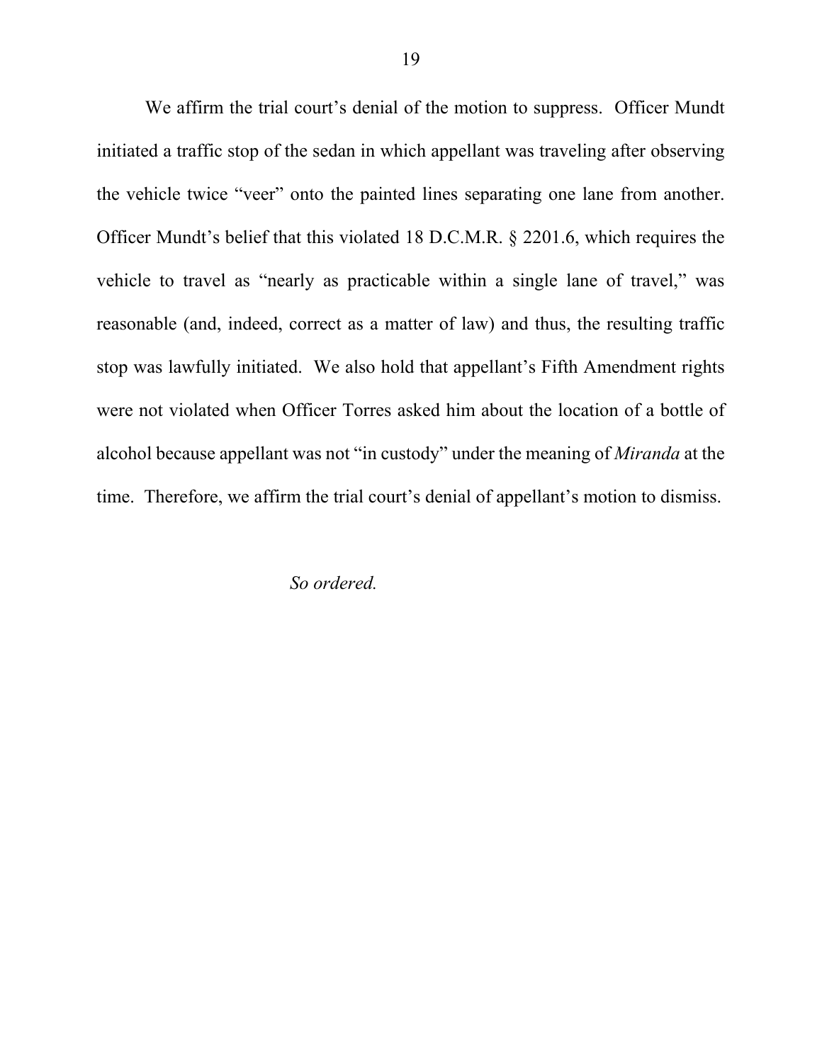We affirm the trial court's denial of the motion to suppress. Officer Mundt initiated a traffic stop of the sedan in which appellant was traveling after observing the vehicle twice "veer" onto the painted lines separating one lane from another. Officer Mundt's belief that this violated 18 D.C.M.R. § 2201.6, which requires the vehicle to travel as "nearly as practicable within a single lane of travel," was reasonable (and, indeed, correct as a matter of law) and thus, the resulting traffic stop was lawfully initiated. We also hold that appellant's Fifth Amendment rights were not violated when Officer Torres asked him about the location of a bottle of alcohol because appellant was not "in custody" under the meaning of *Miranda* at the time. Therefore, we affirm the trial court's denial of appellant's motion to dismiss.

*So ordered.*